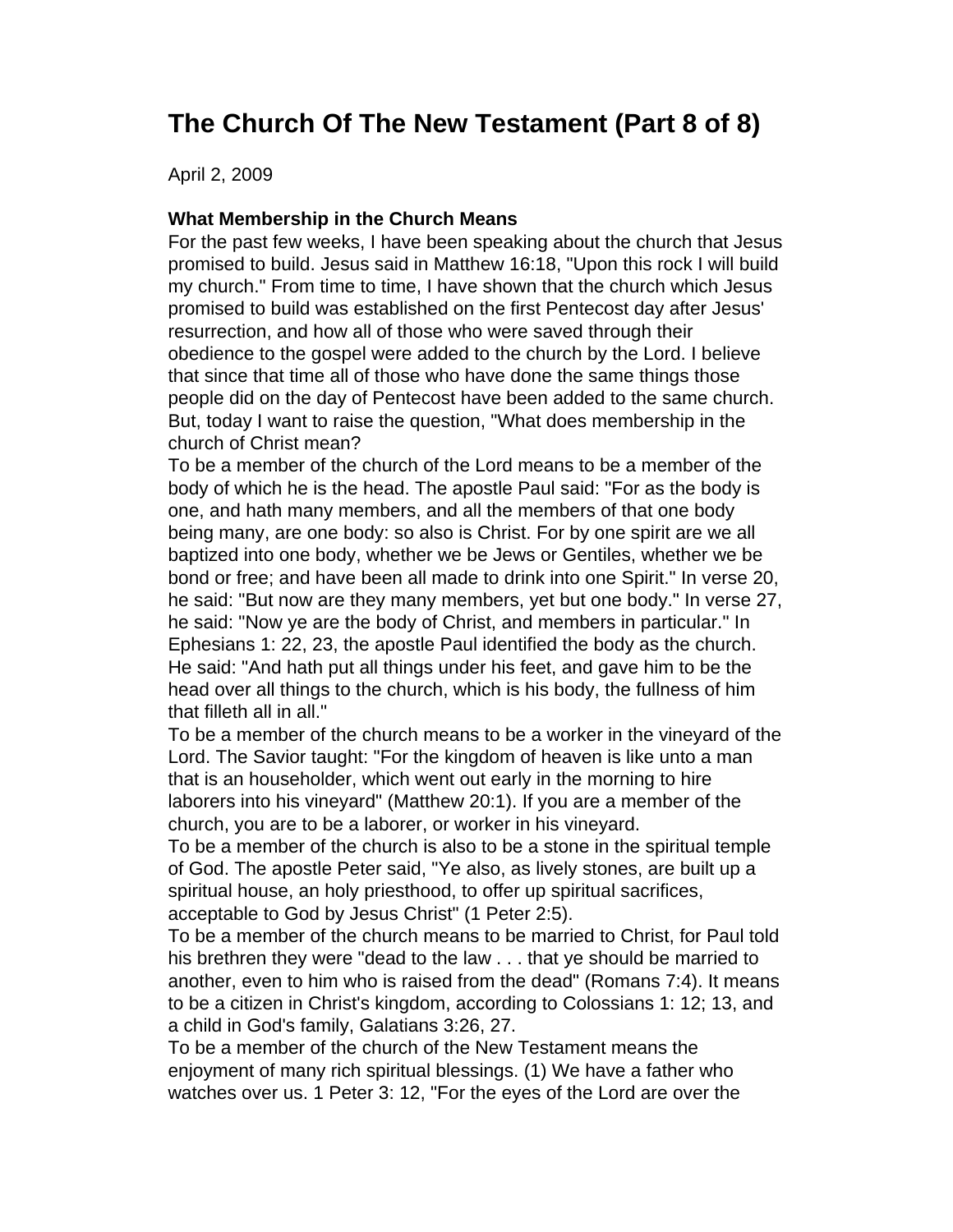# The Church Of The New Testament (Part 8 of 8)

April 2, 2009

**What Membership in the Church Means**

For the past few weeks, I have been speaking about the church that Jesus promised to build. Jesus said in Matthew 16:18, "Upon this rock I will build my church." From time to time, I have shown that the church which Jesus promised to build was established on the first Pentecost day after Jesus' resurrection, and how all of those who were saved through their obedience to the gospel were added to the church by the Lord. I believe that since that time all of those who have done the same things those people did on the day of Pentecost have been added to the same church. But, today I want to raise the question, "What does membership in the church of Christ mean?

To be a member of the church of the Lord means to be a member of the body of which he is the head. The apostle Paul said: "For as the body is one, and hath many members, and all the members of that one body being many, are one body: so also is Christ. For by one spirit are we all baptized into one body, whether we be Jews or Gentiles, whether we be bond or free; and have been all made to drink into one Spirit." In verse 20, he said: "But now are they many members, yet but one body." In verse 27, he said: "Now ye are the body of Christ, and members in particular." In Ephesians 1: 22, 23, the apostle Paul identified the body as the church. He said: "And hath put all things under his feet, and gave him to be the head over all things to the church, which is his body, the fullness of him that filleth all in all."

To be a member of the church means to be a worker in the vineyard of the Lord. The Savior taught: "For the kingdom of heaven is like unto a man that is an householder, which went out early in the morning to hire laborers into his vineyard" (Matthew 20:1). If you are a member of the church, you are to be a laborer, or worker in his vineyard.

To be a member of the church is also to be a stone in the spiritual temple of God. The apostle Peter said, "Ye also, as lively stones, are built up a spiritual house, an holy priesthood, to offer up spiritual sacrifices, acceptable to God by Jesus Christ" (1 Peter 2:5).

To be a member of the church means to be married to Christ, for Paul told his brethren they were "dead to the law . . . that ye should be married to another, even to him who is raised from the dead" (Romans 7:4). It means to be a citizen in Christ's kingdom, according to Colossians 1: 12; 13, and a child in God's family, Galatians 3:26, 27.

To be a member of the church of the New Testament means the enjoyment of many rich spiritual blessings. (1) We have a father who watches over us. 1 Peter 3: 12, "For the eyes of the Lord are over the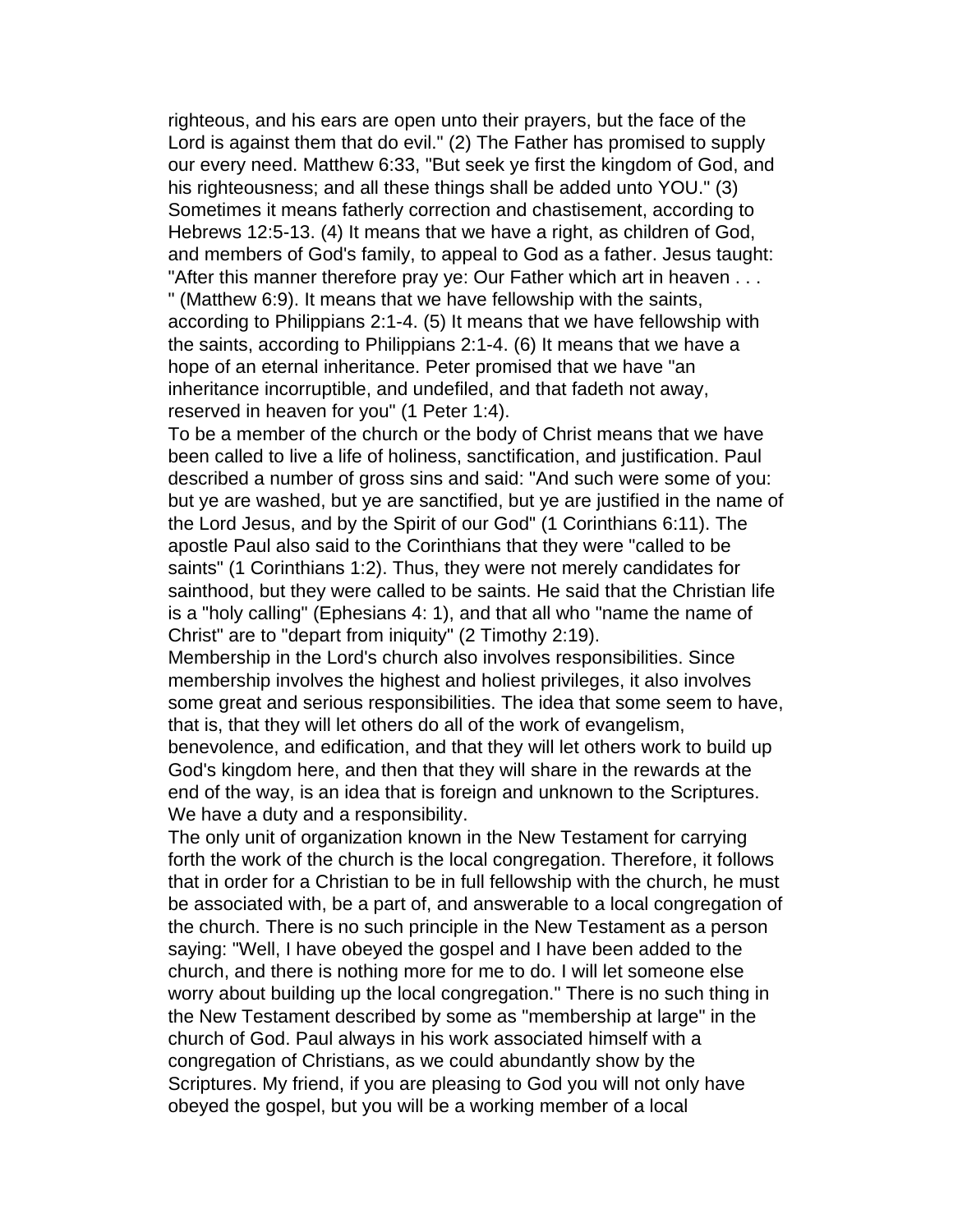righteous, and his ears are open unto their prayers, but the face of the Lord is against them that do evil." (2) The Father has promised to supply our every need. Matthew 6:33, "But seek ye first the kingdom of God, and his righteousness; and all these things shall be added unto YOU." (3) Sometimes it means fatherly correction and chastisement, according to Hebrews 12:5-13. (4) It means that we have a right, as children of God, and members of God's family, to appeal to God as a father. Jesus taught: "After this manner therefore pray ye: Our Father which art in heaven . . . " (Matthew 6:9). It means that we have fellowship with the saints, according to Philippians 2:1-4. (5) It means that we have fellowship with the saints, according to Philippians 2:1-4. (6) It means that we have a hope of an eternal inheritance. Peter promised that we have "an inheritance incorruptible, and undefiled, and that fadeth not away, reserved in heaven for you" (1 Peter 1:4).

To be a member of the church or the body of Christ means that we have been called to live a life of holiness, sanctification, and justification. Paul described a number of gross sins and said: "And such were some of you: but ye are washed, but ye are sanctified, but ye are justified in the name of the Lord Jesus, and by the Spirit of our God" (1 Corinthians 6:11). The apostle Paul also said to the Corinthians that they were "called to be saints" (1 Corinthians 1:2). Thus, they were not merely candidates for sainthood, but they were called to be saints. He said that the Christian life is a "holy calling" (Ephesians 4: 1), and that all who "name the name of Christ" are to "depart from iniquity" (2 Timothy 2:19).

Membership in the Lord's church also involves responsibilities. Since membership involves the highest and holiest privileges, it also involves some great and serious responsibilities. The idea that some seem to have, that is, that they will let others do all of the work of evangelism, benevolence, and edification, and that they will let others work to build up God's kingdom here, and then that they will share in the rewards at the end of the way, is an idea that is foreign and unknown to the Scriptures. We have a duty and a responsibility.

The only unit of organization known in the New Testament for carrying forth the work of the church is the local congregation. Therefore, it follows that in order for a Christian to be in full fellowship with the church, he must be associated with, be a part of, and answerable to a local congregation of the church. There is no such principle in the New Testament as a person saying: "Well, I have obeyed the gospel and I have been added to the church, and there is nothing more for me to do. I will let someone else worry about building up the local congregation." There is no such thing in the New Testament described by some as "membership at large" in the church of God. Paul always in his work associated himself with a congregation of Christians, as we could abundantly show by the Scriptures. My friend, if you are pleasing to God you will not only have obeyed the gospel, but you will be a working member of a local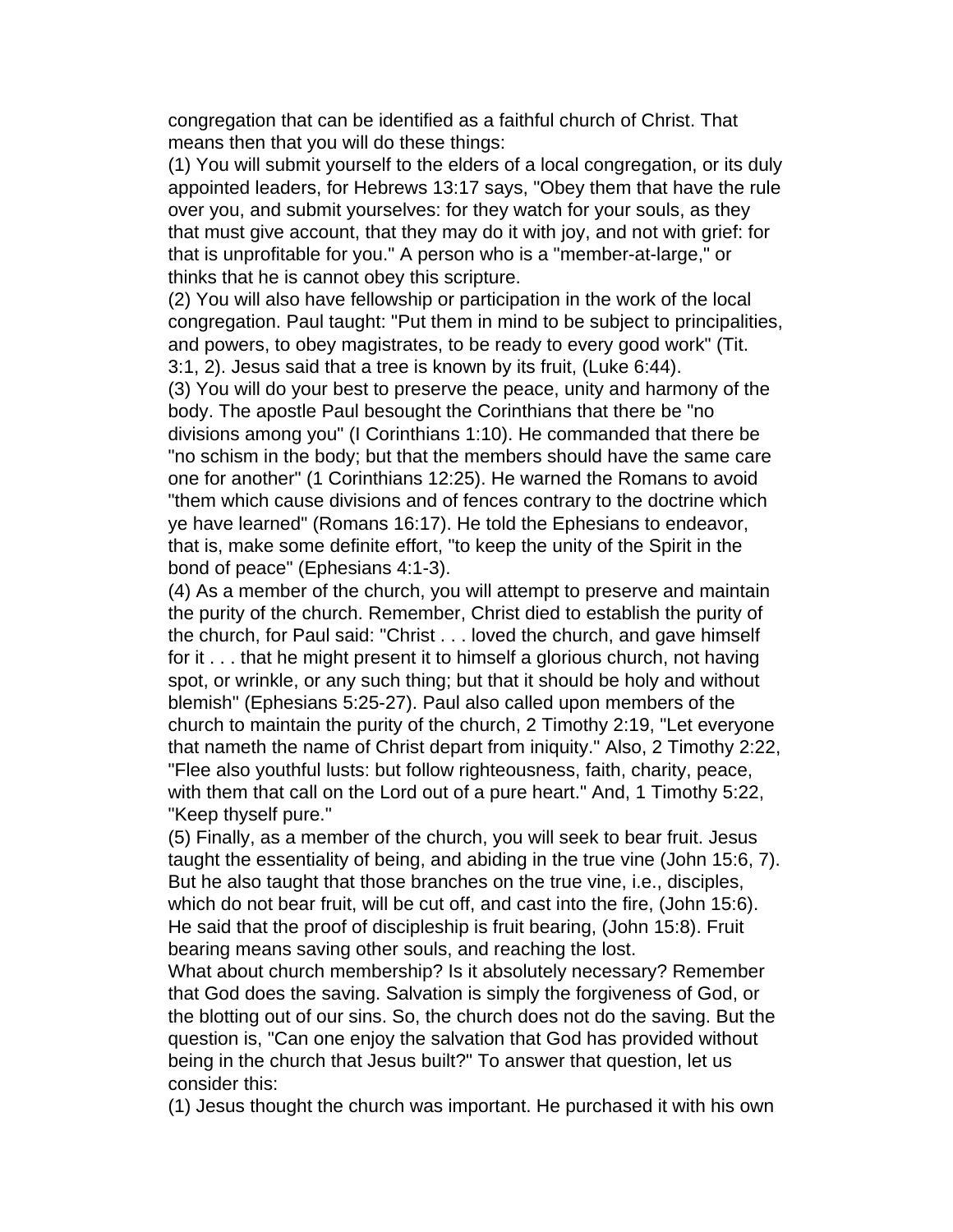congregation that can be identified as a faithful church of Christ. That means then that you will do these things:

(1) You will submit yourself to the elders of a local congregation, or its duly appointed leaders, for Hebrews 13:17 says, "Obey them that have the rule over you, and submit yourselves: for they watch for your souls, as they that must give account, that they may do it with joy, and not with grief: for that is unprofitable for you." A person who is a "member-at-large," or thinks that he is cannot obey this scripture.

(2) You will also have fellowship or participation in the work of the local congregation. Paul taught: "Put them in mind to be subject to principalities, and powers, to obey magistrates, to be ready to every good work" (Tit. 3:1, 2). Jesus said that a tree is known by its fruit, (Luke 6:44).

(3) You will do your best to preserve the peace, unity and harmony of the body. The apostle Paul besought the Corinthians that there be "no divisions among you" (I Corinthians 1:10). He commanded that there be "no schism in the body; but that the members should have the same care one for another" (1 Corinthians 12:25). He warned the Romans to avoid "them which cause divisions and of fences contrary to the doctrine which ye have learned" (Romans 16:17). He told the Ephesians to endeavor, that is, make some definite effort, "to keep the unity of the Spirit in the bond of peace" (Ephesians 4:1-3).

(4) As a member of the church, you will attempt to preserve and maintain the purity of the church. Remember, Christ died to establish the purity of the church, for Paul said: "Christ . . . loved the church, and gave himself for it . . . that he might present it to himself a glorious church, not having spot, or wrinkle, or any such thing; but that it should be holy and without blemish" (Ephesians 5:25-27). Paul also called upon members of the church to maintain the purity of the church, 2 Timothy 2:19, "Let everyone that nameth the name of Christ depart from iniquity." Also, 2 Timothy 2:22, "Flee also youthful lusts: but follow righteousness, faith, charity, peace, with them that call on the Lord out of a pure heart." And, 1 Timothy 5:22, "Keep thyself pure."

(5) Finally, as a member of the church, you will seek to bear fruit. Jesus taught the essentiality of being, and abiding in the true vine (John 15:6, 7). But he also taught that those branches on the true vine, i.e., disciples, which do not bear fruit, will be cut off, and cast into the fire, (John 15:6). He said that the proof of discipleship is fruit bearing, (John 15:8). Fruit bearing means saving other souls, and reaching the lost.

What about church membership? Is it absolutely necessary? Remember that God does the saving. Salvation is simply the forgiveness of God, or the blotting out of our sins. So, the church does not do the saving. But the question is, "Can one enjoy the salvation that God has provided without being in the church that Jesus built?" To answer that question, let us consider this:

(1) Jesus thought the church was important. He purchased it with his own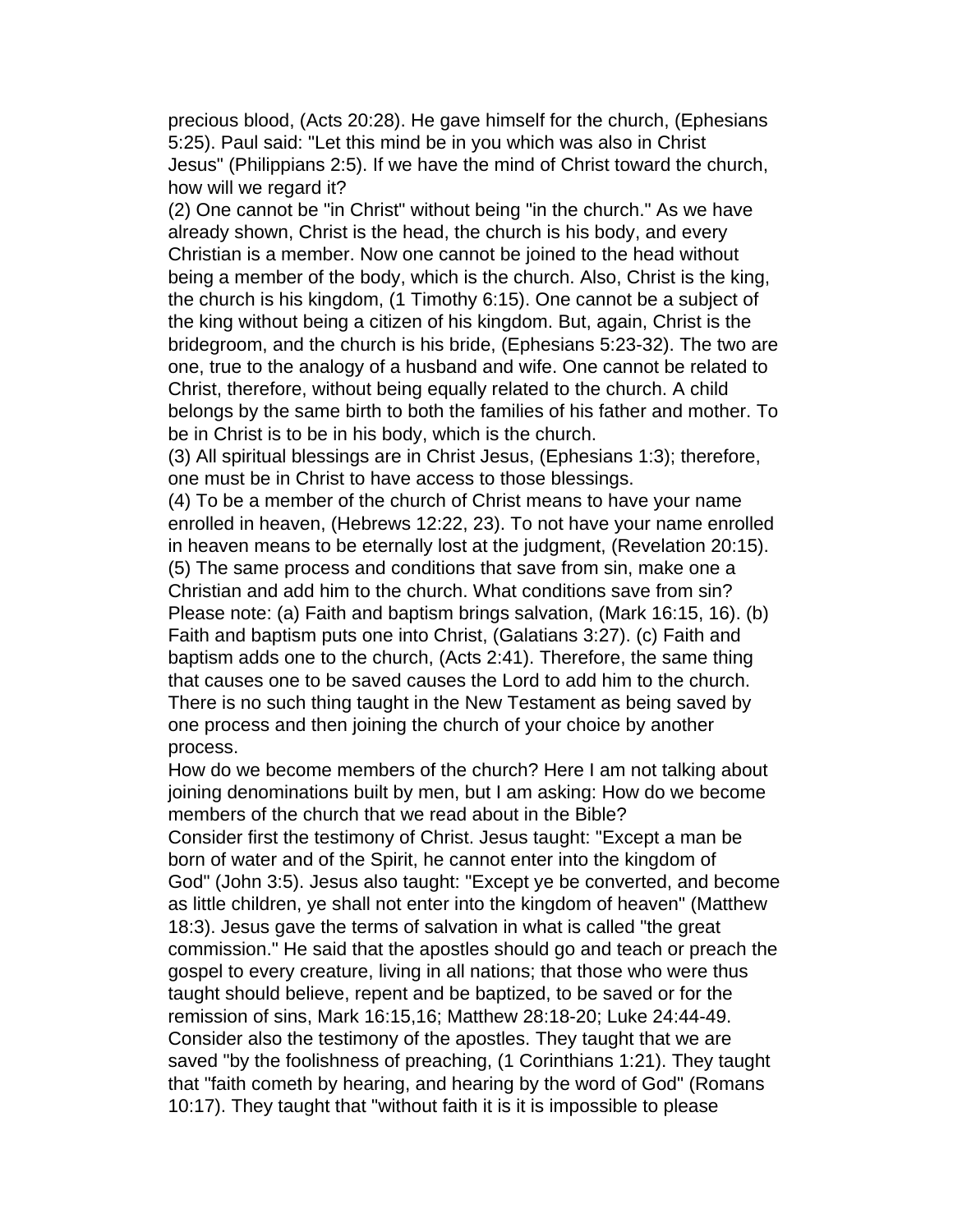precious blood, (Acts 20:28). He gave himself for the church, (Ephesians 5:25). Paul said: "Let this mind be in you which was also in Christ Jesus" (Philippians 2:5). If we have the mind of Christ toward the church, how will we regard it?

(2) One cannot be "in Christ" without being "in the church." As we have already shown, Christ is the head, the church is his body, and every Christian is a member. Now one cannot be joined to the head without being a member of the body, which is the church. Also, Christ is the king, the church is his kingdom, (1 Timothy 6:15). One cannot be a subject of the king without being a citizen of his kingdom. But, again, Christ is the bridegroom, and the church is his bride, (Ephesians 5:23-32). The two are one, true to the analogy of a husband and wife. One cannot be related to Christ, therefore, without being equally related to the church. A child belongs by the same birth to both the families of his father and mother. To be in Christ is to be in his body, which is the church.

(3) All spiritual blessings are in Christ Jesus, (Ephesians 1:3); therefore, one must be in Christ to have access to those blessings.

(4) To be a member of the church of Christ means to have your name enrolled in heaven, (Hebrews 12:22, 23). To not have your name enrolled in heaven means to be eternally lost at the judgment, (Revelation 20:15).

(5) The same process and conditions that save from sin, make one a Christian and add him to the church. What conditions save from sin? Please note: (a) Faith and baptism brings salvation, (Mark 16:15, 16). (b) Faith and baptism puts one into Christ, (Galatians 3:27). (c) Faith and baptism adds one to the church, (Acts 2:41). Therefore, the same thing that causes one to be saved causes the Lord to add him to the church. There is no such thing taught in the New Testament as being saved by one process and then joining the church of your choice by another process.

How do we become members of the church? Here I am not talking about joining denominations built by men, but I am asking: How do we become members of the church that we read about in the Bible?

Consider first the testimony of Christ. Jesus taught: "Except a man be born of water and of the Spirit, he cannot enter into the kingdom of God" (John 3:5). Jesus also taught: "Except ye be converted, and become as little children, ye shall not enter into the kingdom of heaven" (Matthew 18:3). Jesus gave the terms of salvation in what is called "the great commission." He said that the apostles should go and teach or preach the gospel to every creature, living in all nations; that those who were thus taught should believe, repent and be baptized, to be saved or for the remission of sins, Mark 16:15,16; Matthew 28:18-20; Luke 24:44-49.

Consider also the testimony of the apostles. They taught that we are saved "by the foolishness of preaching, (1 Corinthians 1:21). They taught that "faith cometh by hearing, and hearing by the word of God" (Romans 10:17). They taught that "without faith it is it is impossible to please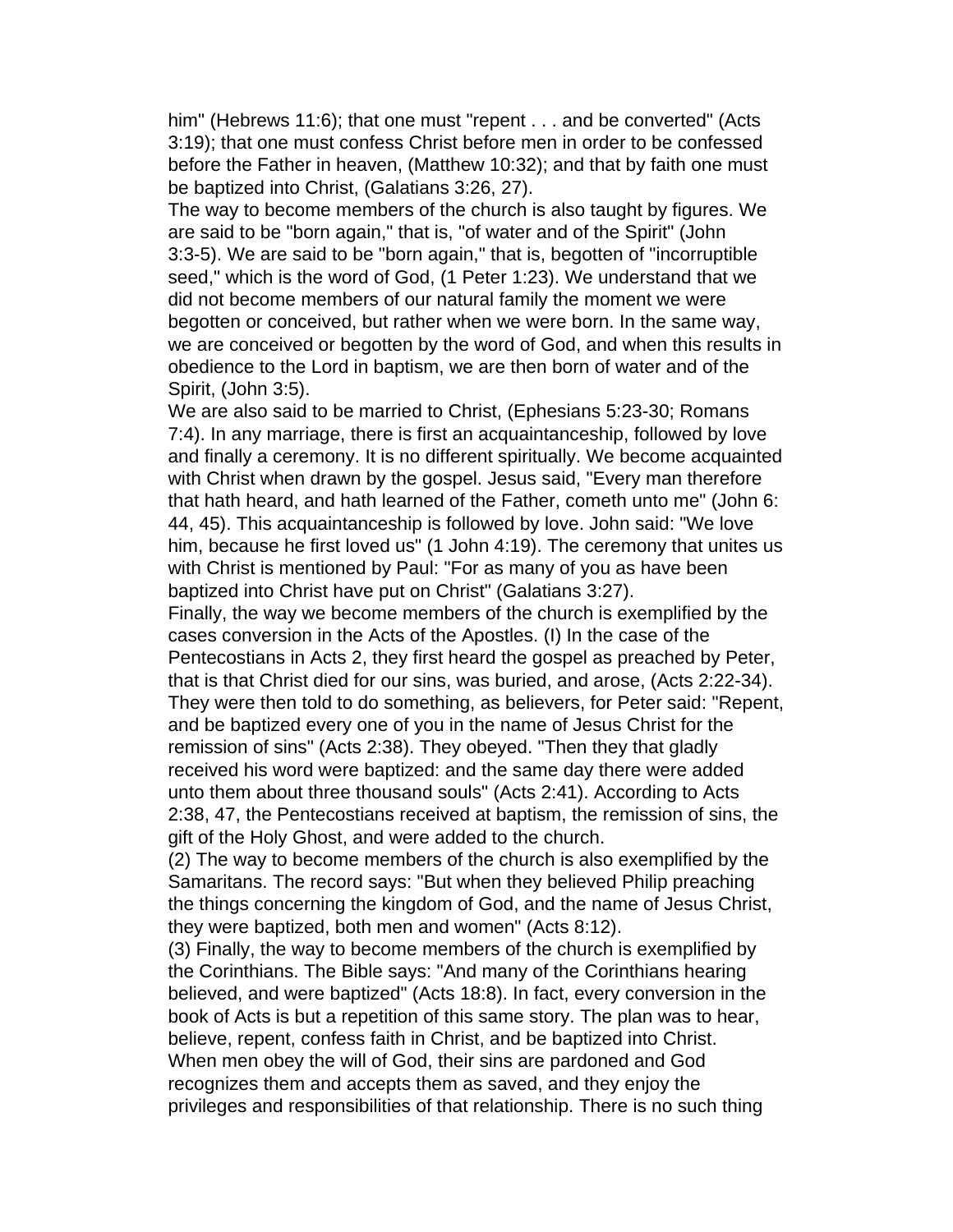him" (Hebrews 11:6); that one must "repent . . . and be converted" (Acts 3:19); that one must confess Christ before men in order to be confessed before the Father in heaven, (Matthew 10:32); and that by faith one must be baptized into Christ, (Galatians 3:26, 27).

The way to become members of the church is also taught by figures. We are said to be "born again," that is, "of water and of the Spirit" (John 3:3-5). We are said to be "born again," that is, begotten of "incorruptible seed," which is the word of God, (1 Peter 1:23). We understand that we did not become members of our natural family the moment we were begotten or conceived, but rather when we were born. In the same way, we are conceived or begotten by the word of God, and when this results in obedience to the Lord in baptism, we are then born of water and of the Spirit, (John 3:5).

We are also said to be married to Christ, (Ephesians 5:23-30; Romans 7:4). In any marriage, there is first an acquaintanceship, followed by love and finally a ceremony. It is no different spiritually. We become acquainted with Christ when drawn by the gospel. Jesus said, "Every man therefore that hath heard, and hath learned of the Father, cometh unto me" (John 6: 44, 45). This acquaintanceship is followed by love. John said: "We love him, because he first loved us" (1 John 4:19). The ceremony that unites us with Christ is mentioned by Paul: "For as many of you as have been baptized into Christ have put on Christ" (Galatians 3:27).

Finally, the way we become members of the church is exemplified by the cases conversion in the Acts of the Apostles. (I) In the case of the Pentecostians in Acts 2, they first heard the gospel as preached by Peter, that is that Christ died for our sins, was buried, and arose, (Acts 2:22-34). They were then told to do something, as believers, for Peter said: "Repent, and be baptized every one of you in the name of Jesus Christ for the remission of sins" (Acts 2:38). They obeyed. "Then they that gladly received his word were baptized: and the same day there were added unto them about three thousand souls" (Acts 2:41). According to Acts 2:38, 47, the Pentecostians received at baptism, the remission of sins, the gift of the Holy Ghost, and were added to the church.

(2) The way to become members of the church is also exemplified by the Samaritans. The record says: "But when they believed Philip preaching the things concerning the kingdom of God, and the name of Jesus Christ, they were baptized, both men and women" (Acts 8:12).

(3) Finally, the way to become members of the church is exemplified by the Corinthians. The Bible says: "And many of the Corinthians hearing believed, and were baptized" (Acts 18:8). In fact, every conversion in the book of Acts is but a repetition of this same story. The plan was to hear, believe, repent, confess faith in Christ, and be baptized into Christ.

When men obey the will of God, their sins are pardoned and God recognizes them and accepts them as saved, and they enjoy the privileges and responsibilities of that relationship. There is no such thing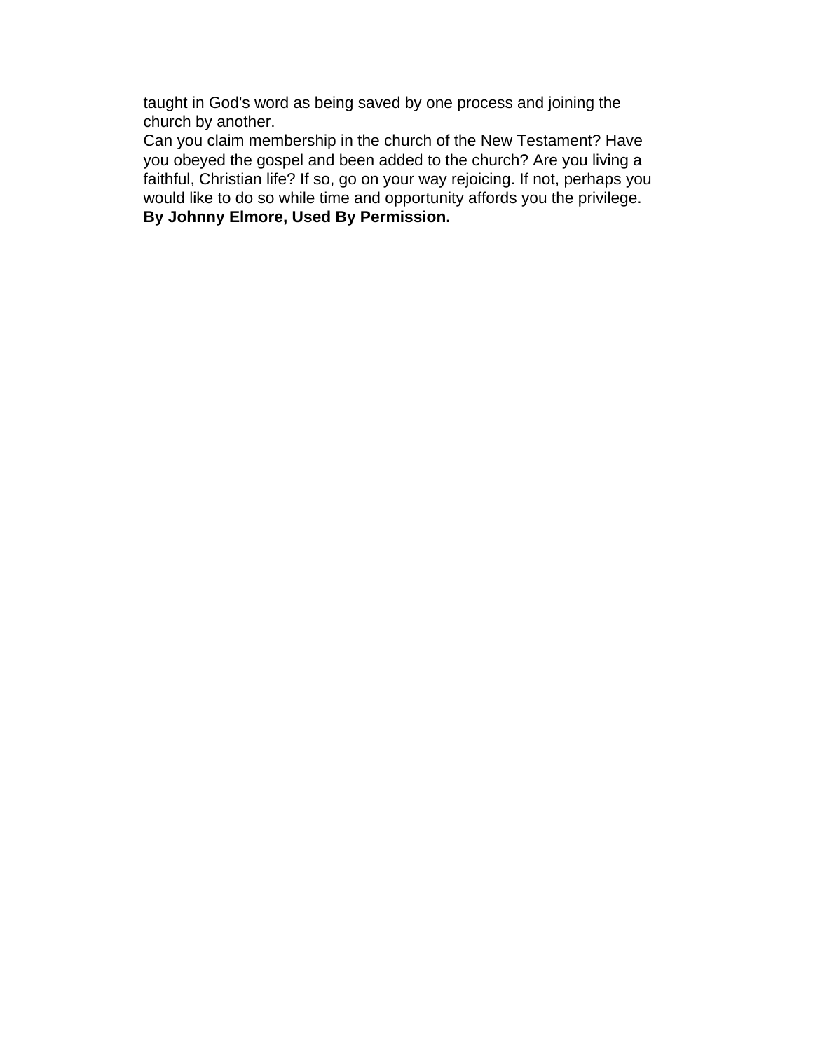taught in God's word as being saved by one process and joining the church by another.

Can you claim membership in the church of the New Testament? Have you obeyed the gospel and been added to the church? Are you living a faithful, Christian life? If so, go on your way rejoicing. If not, perhaps you would like to do so while time and opportunity affords you the privilege.

**By Johnny Elmore, Used By Permission.**